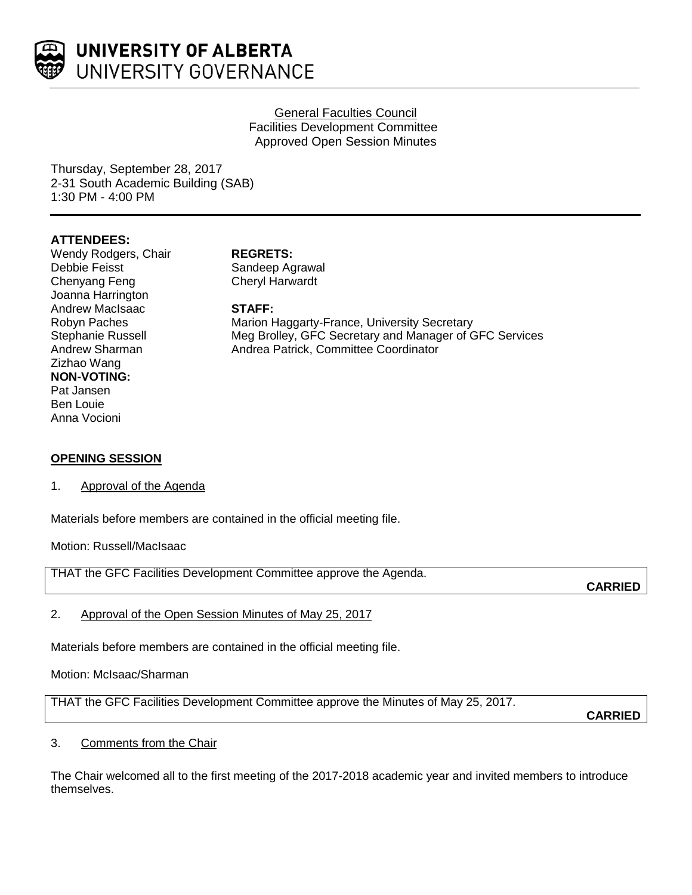# UNIVERSITY OF ALBERTA
## UNIVERSITY GOVERNANCE

General Faculties Council
Facilities Development Committee
Approved Open Session Minutes

Thursday, September 28, 2017
2-31 South Academic Building (SAB)
1:30 PM - 4:00 PM

**ATTENDEES:**
Wendy Rodgers, Chair
Debbie Feisst
Chenyang Feng
Joanna Harrington
Andrew MacIsaac
Robyn Paches
Stephanie Russell
Andrew Sharman
Zizhao Wang

**NON-VOTING:**
Pat Jansen
Ben Louie
Anna Vocioni

**REGRETS:**
Sandeep Agrawal
Cheryl Harwardt

**STAFF:**
Marion Haggarty-France, University Secretary
Meg Brolley, GFC Secretary and Manager of GFC Services
Andrea Patrick, Committee Coordinator

**OPENING SESSION**

1. Approval of the Agenda

Materials before members are contained in the official meeting file.

Motion: Russell/MacIsaac

THAT the GFC Facilities Development Committee approve the Agenda.

**CARRIED**

2. Approval of the Open Session Minutes of May 25, 2017

Materials before members are contained in the official meeting file.

Motion: McIsaac/Sharman

THAT the GFC Facilities Development Committee approve the Minutes of May 25, 2017.

**CARRIED**

3. Comments from the Chair

The Chair welcomed all to the first meeting of the 2017-2018 academic year and invited members to introduce themselves.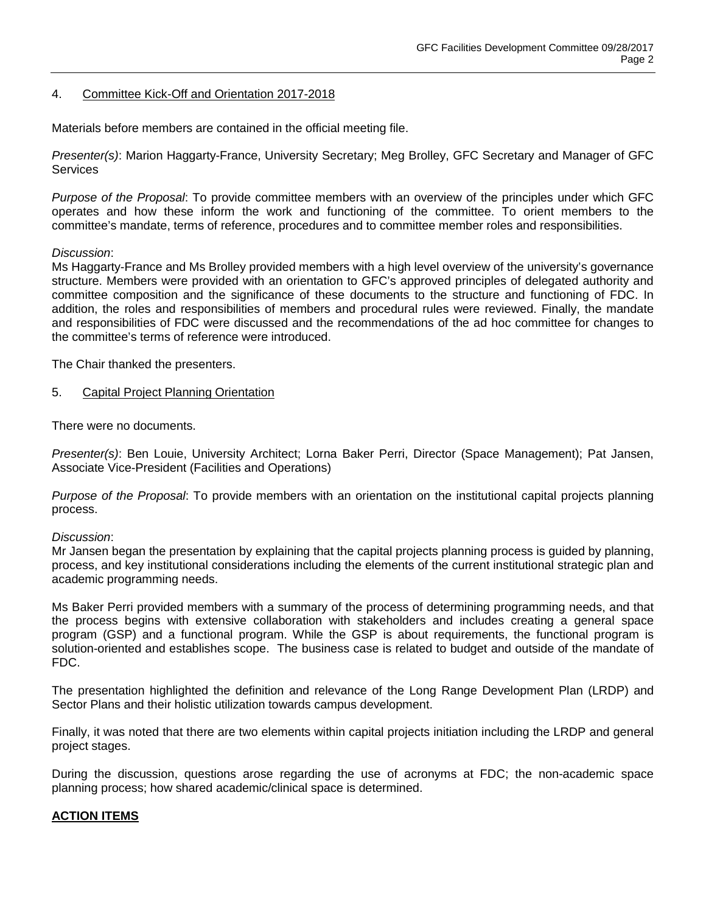## 4. Committee Kick-Off and Orientation 2017-2018

Materials before members are contained in the official meeting file.

*Presenter(s)*: Marion Haggarty-France, University Secretary; Meg Brolley, GFC Secretary and Manager of GFC Services

*Purpose of the Proposal*: To provide committee members with an overview of the principles under which GFC operates and how these inform the work and functioning of the committee. To orient members to the committee's mandate, terms of reference, procedures and to committee member roles and responsibilities.

*Discussion*:
Ms Haggarty-France and Ms Brolley provided members with a high level overview of the university's governance structure. Members were provided with an orientation to GFC's approved principles of delegated authority and committee composition and the significance of these documents to the structure and functioning of FDC. In addition, the roles and responsibilities of members and procedural rules were reviewed. Finally, the mandate and responsibilities of FDC were discussed and the recommendations of the ad hoc committee for changes to the committee's terms of reference were introduced.

The Chair thanked the presenters.

## 5. Capital Project Planning Orientation

There were no documents.

*Presenter(s)*: Ben Louie, University Architect; Lorna Baker Perri, Director (Space Management); Pat Jansen, Associate Vice-President (Facilities and Operations)

*Purpose of the Proposal*: To provide members with an orientation on the institutional capital projects planning process.

*Discussion*:
Mr Jansen began the presentation by explaining that the capital projects planning process is guided by planning, process, and key institutional considerations including the elements of the current institutional strategic plan and academic programming needs.

Ms Baker Perri provided members with a summary of the process of determining programming needs, and that the process begins with extensive collaboration with stakeholders and includes creating a general space program (GSP) and a functional program. While the GSP is about requirements, the functional program is solution-oriented and establishes scope. The business case is related to budget and outside of the mandate of FDC.

The presentation highlighted the definition and relevance of the Long Range Development Plan (LRDP) and Sector Plans and their holistic utilization towards campus development.

Finally, it was noted that there are two elements within capital projects initiation including the LRDP and general project stages.

During the discussion, questions arose regarding the use of acronyms at FDC; the non-academic space planning process; how shared academic/clinical space is determined.

**ACTION ITEMS**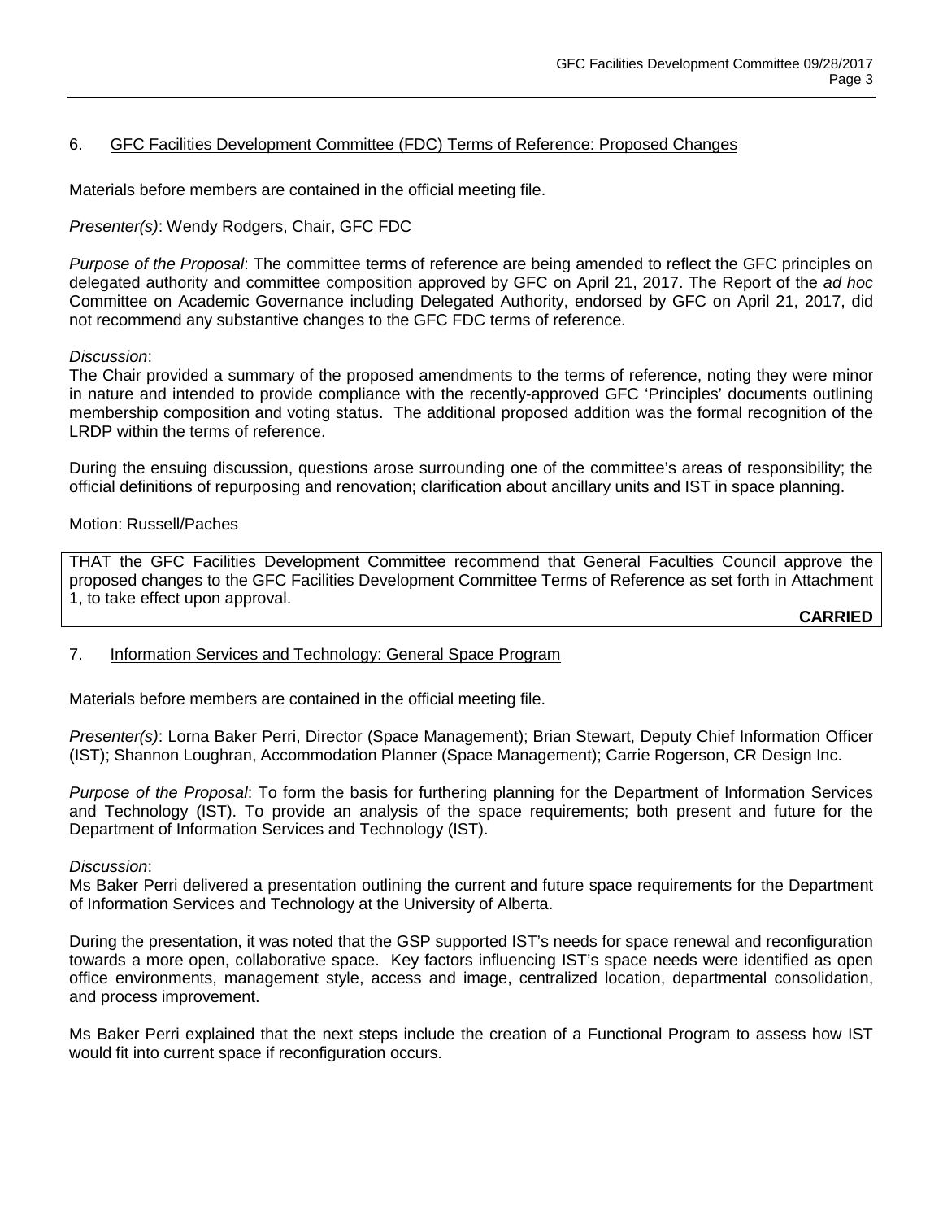## 6. GFC Facilities Development Committee (FDC) Terms of Reference: Proposed Changes

Materials before members are contained in the official meeting file.

*Presenter(s)*: Wendy Rodgers, Chair, GFC FDC

*Purpose of the Proposal*: The committee terms of reference are being amended to reflect the GFC principles on delegated authority and committee composition approved by GFC on April 21, 2017. The Report of the *ad hoc* Committee on Academic Governance including Delegated Authority, endorsed by GFC on April 21, 2017, did not recommend any substantive changes to the GFC FDC terms of reference.

*Discussion*:
The Chair provided a summary of the proposed amendments to the terms of reference, noting they were minor in nature and intended to provide compliance with the recently-approved GFC 'Principles' documents outlining membership composition and voting status. The additional proposed addition was the formal recognition of the LRDP within the terms of reference.

During the ensuing discussion, questions arose surrounding one of the committee's areas of responsibility; the official definitions of repurposing and renovation; clarification about ancillary units and IST in space planning.

Motion: Russell/Paches

THAT the GFC Facilities Development Committee recommend that General Faculties Council approve the proposed changes to the GFC Facilities Development Committee Terms of Reference as set forth in Attachment 1, to take effect upon approval.

**CARRIED**

## 7. Information Services and Technology: General Space Program

Materials before members are contained in the official meeting file.

*Presenter(s)*: Lorna Baker Perri, Director (Space Management); Brian Stewart, Deputy Chief Information Officer (IST); Shannon Loughran, Accommodation Planner (Space Management); Carrie Rogerson, CR Design Inc.

*Purpose of the Proposal*: To form the basis for furthering planning for the Department of Information Services and Technology (IST). To provide an analysis of the space requirements; both present and future for the Department of Information Services and Technology (IST).

*Discussion*:
Ms Baker Perri delivered a presentation outlining the current and future space requirements for the Department of Information Services and Technology at the University of Alberta.

During the presentation, it was noted that the GSP supported IST's needs for space renewal and reconfiguration towards a more open, collaborative space. Key factors influencing IST's space needs were identified as open office environments, management style, access and image, centralized location, departmental consolidation, and process improvement.

Ms Baker Perri explained that the next steps include the creation of a Functional Program to assess how IST would fit into current space if reconfiguration occurs.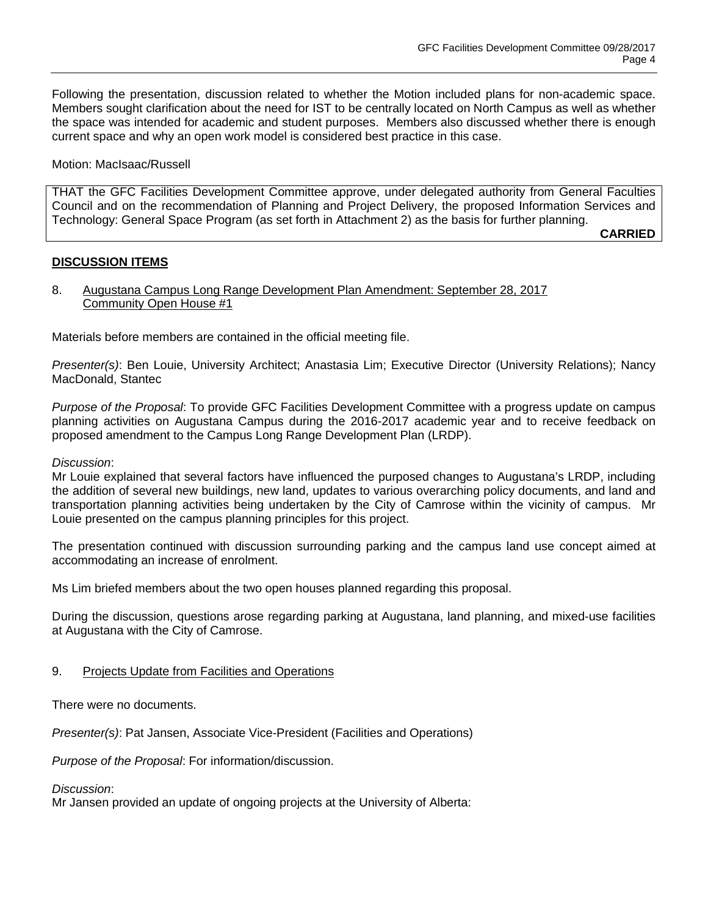Following the presentation, discussion related to whether the Motion included plans for non-academic space. Members sought clarification about the need for IST to be centrally located on North Campus as well as whether the space was intended for academic and student purposes. Members also discussed whether there is enough current space and why an open work model is considered best practice in this case.

Motion: MacIsaac/Russell

THAT the GFC Facilities Development Committee approve, under delegated authority from General Faculties Council and on the recommendation of Planning and Project Delivery, the proposed Information Services and Technology: General Space Program (as set forth in Attachment 2) as the basis for further planning.

**CARRIED**

## DISCUSSION ITEMS

8. Augustana Campus Long Range Development Plan Amendment: September 28, 2017 Community Open House #1

Materials before members are contained in the official meeting file.

*Presenter(s)*: Ben Louie, University Architect; Anastasia Lim; Executive Director (University Relations); Nancy MacDonald, Stantec

*Purpose of the Proposal*: To provide GFC Facilities Development Committee with a progress update on campus planning activities on Augustana Campus during the 2016-2017 academic year and to receive feedback on proposed amendment to the Campus Long Range Development Plan (LRDP).

*Discussion*:
Mr Louie explained that several factors have influenced the purposed changes to Augustana's LRDP, including the addition of several new buildings, new land, updates to various overarching policy documents, and land and transportation planning activities being undertaken by the City of Camrose within the vicinity of campus. Mr Louie presented on the campus planning principles for this project.

The presentation continued with discussion surrounding parking and the campus land use concept aimed at accommodating an increase of enrolment.

Ms Lim briefed members about the two open houses planned regarding this proposal.

During the discussion, questions arose regarding parking at Augustana, land planning, and mixed-use facilities at Augustana with the City of Camrose.

9. Projects Update from Facilities and Operations

There were no documents.

*Presenter(s)*: Pat Jansen, Associate Vice-President (Facilities and Operations)

*Purpose of the Proposal*: For information/discussion.

*Discussion*:
Mr Jansen provided an update of ongoing projects at the University of Alberta: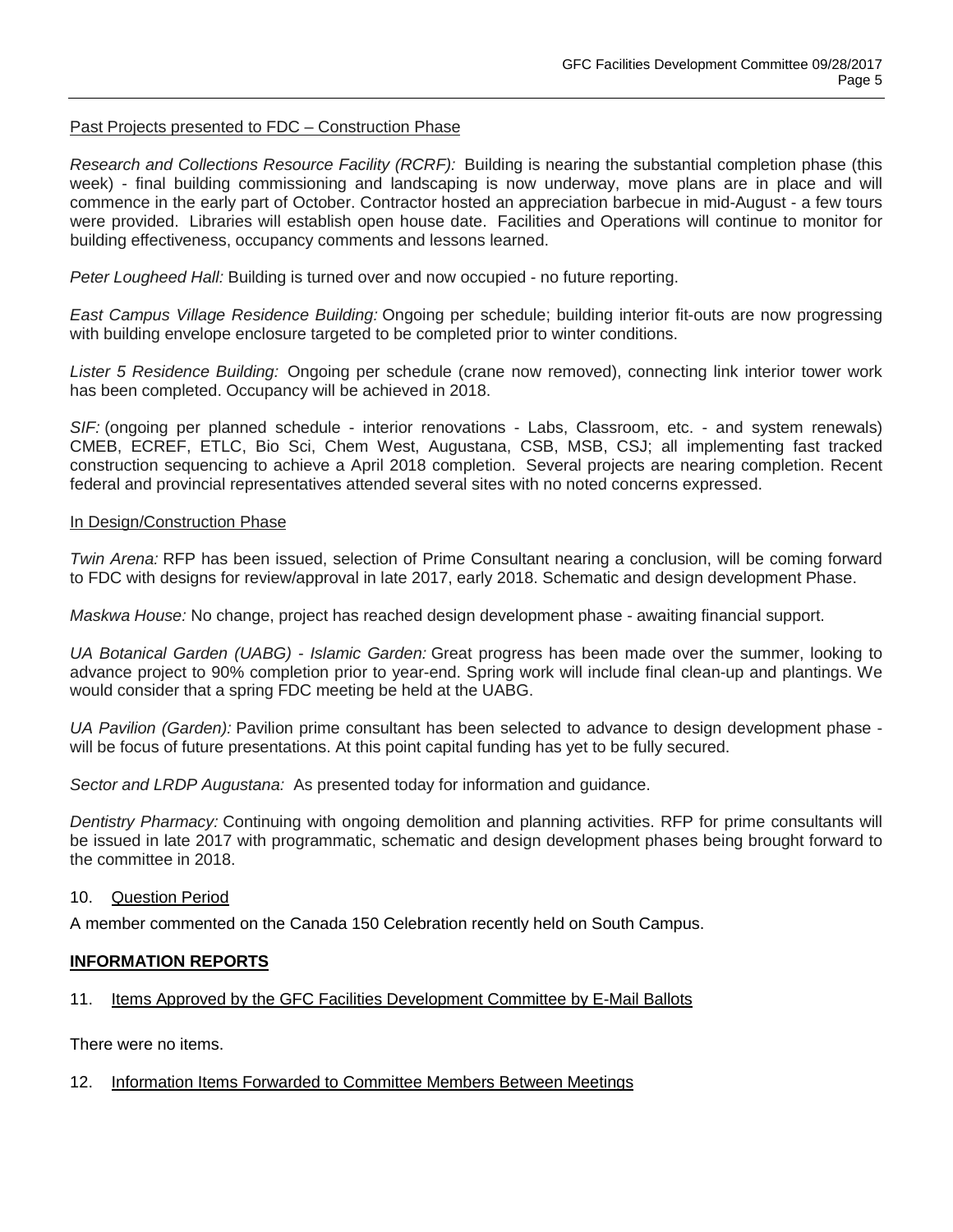<u>Past Projects presented to FDC – Construction Phase</u>

*Research and Collections Resource Facility (RCRF):* Building is nearing the substantial completion phase (this week) - final building commissioning and landscaping is now underway, move plans are in place and will commence in the early part of October. Contractor hosted an appreciation barbecue in mid-August - a few tours were provided. Libraries will establish open house date. Facilities and Operations will continue to monitor for building effectiveness, occupancy comments and lessons learned.

*Peter Lougheed Hall:* Building is turned over and now occupied - no future reporting.

*East Campus Village Residence Building:* Ongoing per schedule; building interior fit-outs are now progressing with building envelope enclosure targeted to be completed prior to winter conditions.

*Lister 5 Residence Building:* Ongoing per schedule (crane now removed), connecting link interior tower work has been completed. Occupancy will be achieved in 2018.

*SIF:* (ongoing per planned schedule - interior renovations - Labs, Classroom, etc. - and system renewals) CMEB, ECREF, ETLC, Bio Sci, Chem West, Augustana, CSB, MSB, CSJ; all implementing fast tracked construction sequencing to achieve a April 2018 completion. Several projects are nearing completion. Recent federal and provincial representatives attended several sites with no noted concerns expressed.

<u>In Design/Construction Phase</u>

*Twin Arena:* RFP has been issued, selection of Prime Consultant nearing a conclusion, will be coming forward to FDC with designs for review/approval in late 2017, early 2018. Schematic and design development Phase.

*Maskwa House:* No change, project has reached design development phase - awaiting financial support.

*UA Botanical Garden (UABG) - Islamic Garden:* Great progress has been made over the summer, looking to advance project to 90% completion prior to year-end. Spring work will include final clean-up and plantings. We would consider that a spring FDC meeting be held at the UABG.

*UA Pavilion (Garden):* Pavilion prime consultant has been selected to advance to design development phase - will be focus of future presentations. At this point capital funding has yet to be fully secured.

*Sector and LRDP Augustana:* As presented today for information and guidance.

*Dentistry Pharmacy:* Continuing with ongoing demolition and planning activities. RFP for prime consultants will be issued in late 2017 with programmatic, schematic and design development phases being brought forward to the committee in 2018.

10. <u>Question Period</u>

A member commented on the Canada 150 Celebration recently held on South Campus.

## <u>INFORMATION REPORTS</u>

11. <u>Items Approved by the GFC Facilities Development Committee by E-Mail Ballots</u>

There were no items.

12. <u>Information Items Forwarded to Committee Members Between Meetings</u>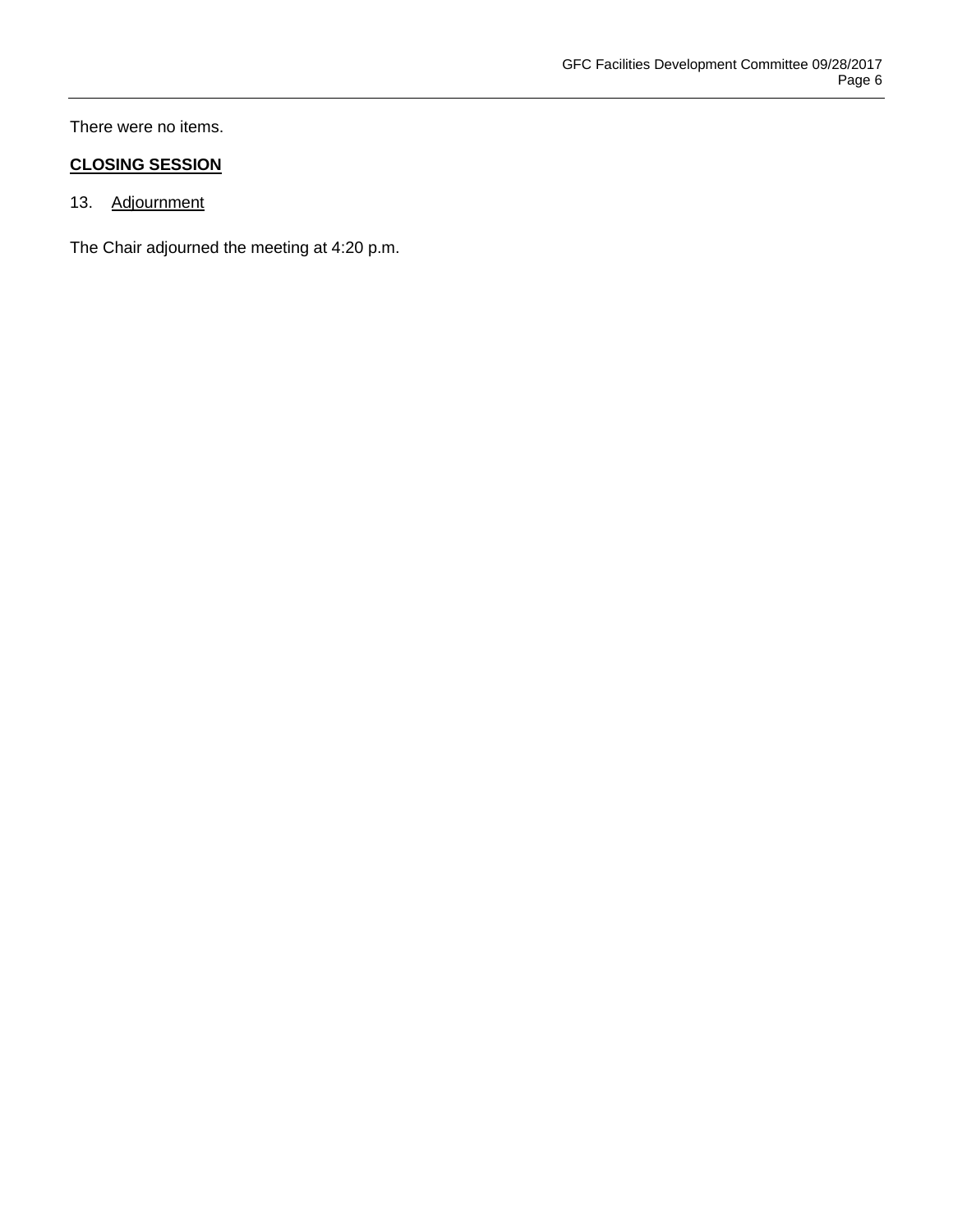There were no items.

**CLOSING SESSION**

13. Adjournment

The Chair adjourned the meeting at 4:20 p.m.